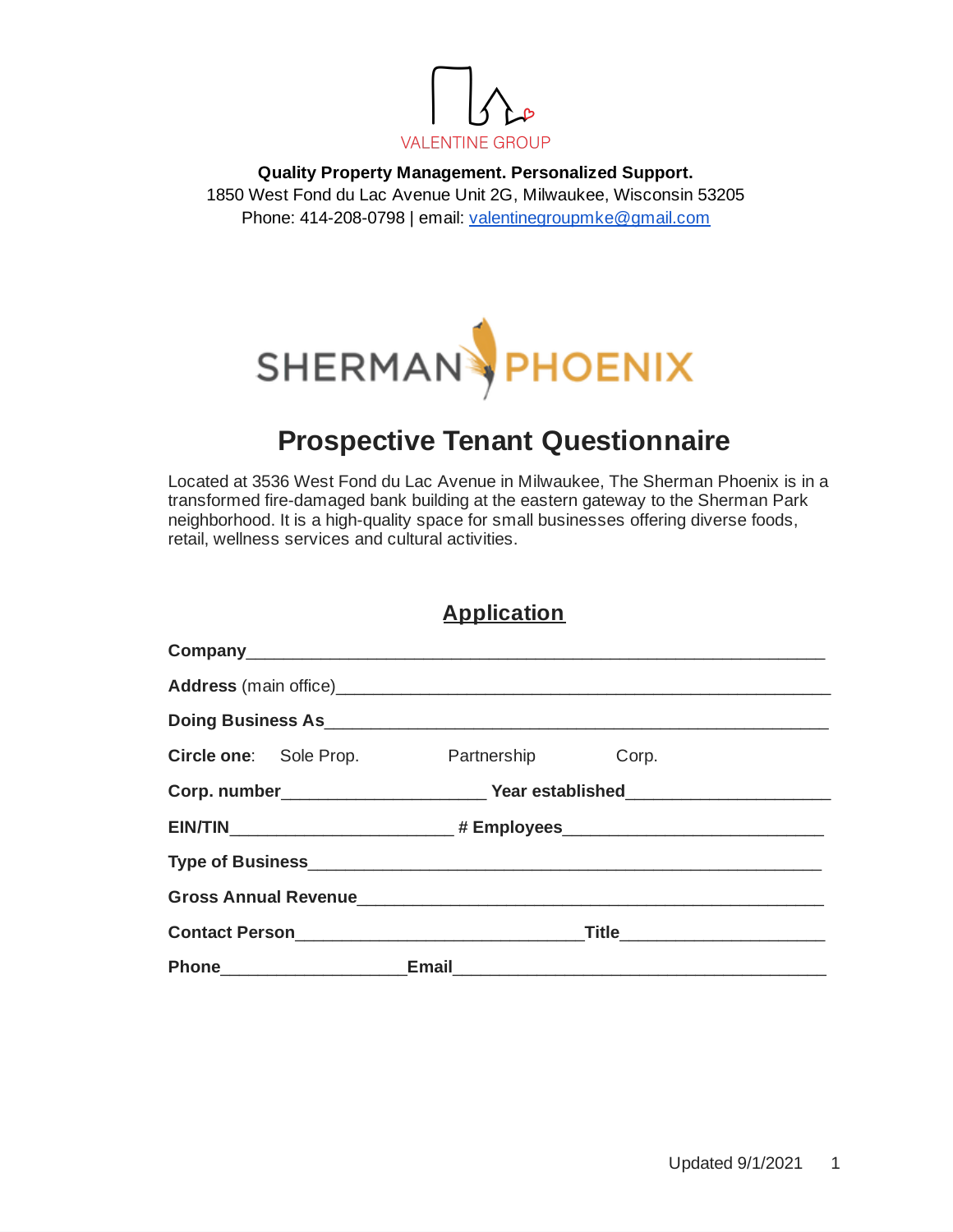VALENTINE GROUP

**Quality Property Management. Personalized Support.**
1850 West Fond du Lac Avenue Unit 2G, Milwaukee, Wisconsin 53205
Phone: 414-208-0798 | email: valentinegroupmke@gmail.com

SHERMAN PHOENIX

# Prospective Tenant Questionnaire

Located at 3536 West Fond du Lac Avenue in Milwaukee, The Sherman Phoenix is in a transformed fire-damaged bank building at the eastern gateway to the Sherman Park neighborhood. It is a high-quality space for small businesses offering diverse foods, retail, wellness services and cultural activities.

## Application

**Company**\_\_\_\_\_\_\_\_\_\_\_\_\_\_\_\_\_\_\_\_\_\_\_\_\_\_\_\_\_\_\_\_\_\_\_\_\_\_\_\_\_\_\_\_\_\_\_\_

**Address** (main office)\_\_\_\_\_\_\_\_\_\_\_\_\_\_\_\_\_\_\_\_\_\_\_\_\_\_\_\_\_\_\_\_\_\_\_\_\_\_\_\_

**Doing Business As**\_\_\_\_\_\_\_\_\_\_\_\_\_\_\_\_\_\_\_\_\_\_\_\_\_\_\_\_\_\_\_\_\_\_\_\_\_\_\_\_\_\_

**Circle one**: Sole Prop. Partnership Corp.

**Corp. number**\_\_\_\_\_\_\_\_\_\_\_\_\_\_\_\_\_\_ **Year established**\_\_\_\_\_\_\_\_\_\_\_\_\_\_\_\_\_\_

**EIN/TIN**\_\_\_\_\_\_\_\_\_\_\_\_\_\_\_\_\_\_\_\_ **# Employees**\_\_\_\_\_\_\_\_\_\_\_\_\_\_\_\_\_\_\_\_\_\_

**Type of Business**\_\_\_\_\_\_\_\_\_\_\_\_\_\_\_\_\_\_\_\_\_\_\_\_\_\_\_\_\_\_\_\_\_\_\_\_\_\_\_\_\_\_

**Gross Annual Revenue**\_\_\_\_\_\_\_\_\_\_\_\_\_\_\_\_\_\_\_\_\_\_\_\_\_\_\_\_\_\_\_\_\_\_\_\_\_\_

**Contact Person**\_\_\_\_\_\_\_\_\_\_\_\_\_\_\_\_\_\_\_\_\_\_\_\_\_\_ **Title**\_\_\_\_\_\_\_\_\_\_\_\_\_\_\_\_\_\_

**Phone**\_\_\_\_\_\_\_\_\_\_\_\_\_\_\_\_ **Email**\_\_\_\_\_\_\_\_\_\_\_\_\_\_\_\_\_\_\_\_\_\_\_\_\_\_\_\_\_\_\_\_\_\_

Updated 9/1/2021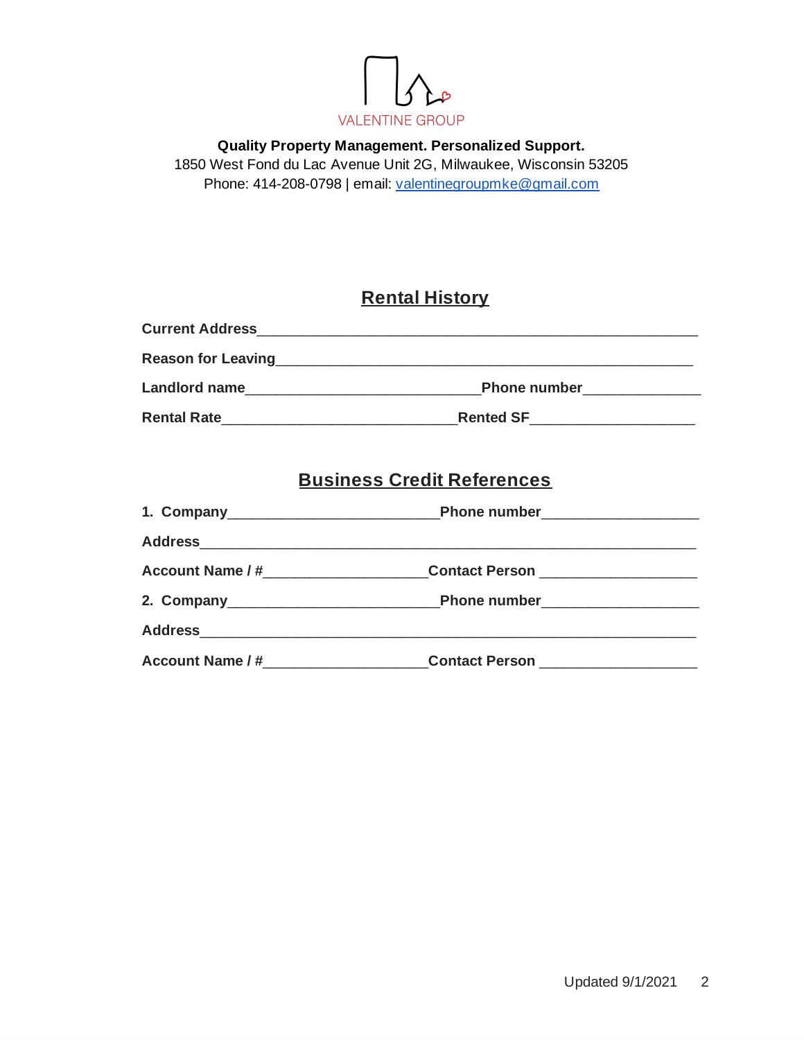VALENTINE GROUP

**Quality Property Management. Personalized Support.**
1850 West Fond du Lac Avenue Unit 2G, Milwaukee, Wisconsin 53205
Phone: 414-208-0798 | email: valentinegroupmke@gmail.com

## Rental History

**Current Address**_______________________________________________

**Reason for Leaving**_______________________________________________

**Landlord name**_____________________________**Phone number**______________

**Rental Rate**_____________________________**Rented SF**____________________

## Business Credit References

**1. Company**_________________________**Phone number**___________________

**Address**_______________________________________________

**Account Name / #**____________________**Contact Person** ___________________

**2. Company**_________________________**Phone number**___________________

**Address**_______________________________________________

**Account Name / #**____________________**Contact Person** ___________________

Updated 9/1/2021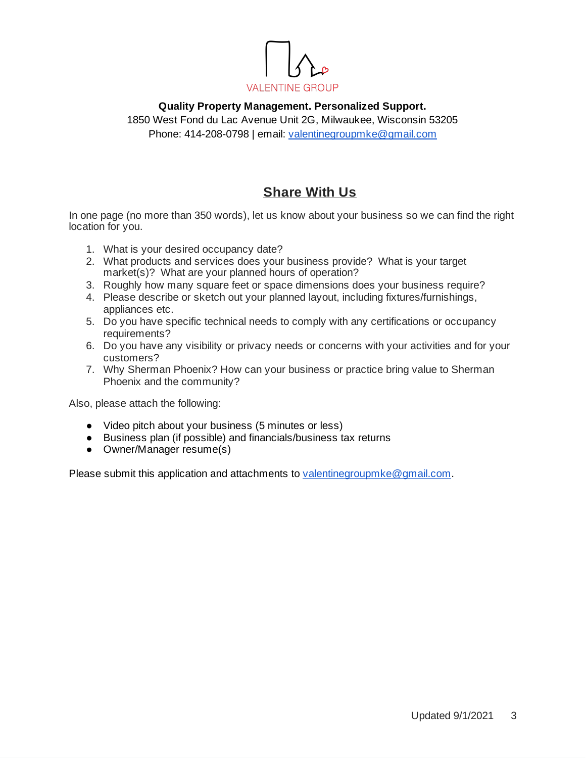VALENTINE GROUP

**Quality Property Management. Personalized Support.**
1850 West Fond du Lac Avenue Unit 2G, Milwaukee, Wisconsin 53205
Phone: 414-208-0798 | email: valentinegroupmke@gmail.com

## Share With Us

In one page (no more than 350 words), let us know about your business so we can find the right location for you.

1. What is your desired occupancy date?
2. What products and services does your business provide? What is your target market(s)? What are your planned hours of operation?
3. Roughly how many square feet or space dimensions does your business require?
4. Please describe or sketch out your planned layout, including fixtures/furnishings, appliances etc.
5. Do you have specific technical needs to comply with any certifications or occupancy requirements?
6. Do you have any visibility or privacy needs or concerns with your activities and for your customers?
7. Why Sherman Phoenix? How can your business or practice bring value to Sherman Phoenix and the community?

Also, please attach the following:

- Video pitch about your business (5 minutes or less)
- Business plan (if possible) and financials/business tax returns
- Owner/Manager resume(s)

Please submit this application and attachments to valentinegroupmke@gmail.com.

Updated 9/1/2021